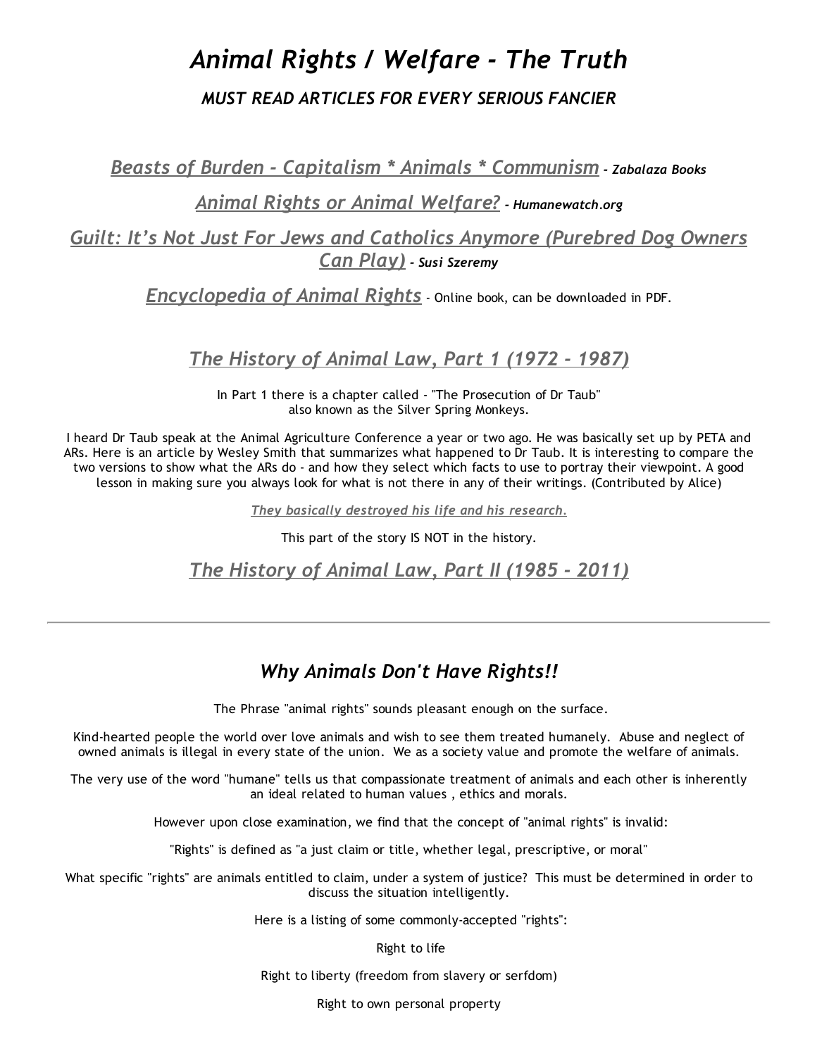# *Animal Rights / Welfare - The Truth*

### *MUST READ ARTICLES FOR EVERY SERIOUS FANCIER*

## *Beasts of Burden - Capitalism * Animals * Communism* - ***Zabalaza Books***

## *Animal Rights or Animal Welfare?* - ***Humanewatch.org***

## *Guilt: It's Not Just For Jews and Catholics Anymore (Purebred Dog Owners Can Play)* - ***Susi Szeremy***

## *Encyclopedia of Animal Rights* - Online book, can be downloaded in PDF.

## *The History of Animal Law, Part 1 (1972 - 1987)*

In Part 1 there is a chapter called - "The Prosecution of Dr Taub"
also known as the Silver Spring Monkeys.

I heard Dr Taub speak at the Animal Agriculture Conference a year or two ago. He was basically set up by PETA and ARs. Here is an article by Wesley Smith that summarizes what happened to Dr Taub. It is interesting to compare the two versions to show what the ARs do - and how they select which facts to use to portray their viewpoint. A good lesson in making sure you always look for what is not there in any of their writings. (Contributed by Alice)

*They basically destroyed his life and his research.*

This part of the story IS NOT in the history.

## *The History of Animal Law, Part II (1985 - 2011)*

---

## *Why Animals Don't Have Rights!!*

The Phrase "animal rights" sounds pleasant enough on the surface.

Kind-hearted people the world over love animals and wish to see them treated humanely. Abuse and neglect of owned animals is illegal in every state of the union. We as a society value and promote the welfare of animals.

The very use of the word "humane" tells us that compassionate treatment of animals and each other is inherently an ideal related to human values , ethics and morals.

However upon close examination, we find that the concept of "animal rights" is invalid:

"Rights" is defined as "a just claim or title, whether legal, prescriptive, or moral"

What specific "rights" are animals entitled to claim, under a system of justice? This must be determined in order to discuss the situation intelligently.

Here is a listing of some commonly-accepted "rights":

Right to life

Right to liberty (freedom from slavery or serfdom)

Right to own personal property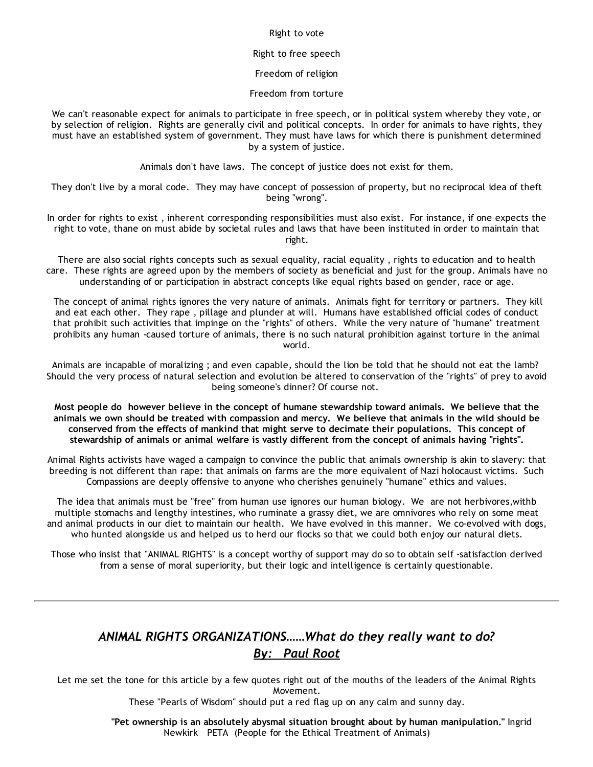Right to vote

Right to free speech

Freedom of religion

Freedom from torture

We can't reasonable expect for animals to participate in free speech, or in political system whereby they vote, or by selection of religion. Rights are generally civil and political concepts. In order for animals to have rights, they must have an established system of government. They must have laws for which there is punishment determined by a system of justice.

Animals don't have laws. The concept of justice does not exist for them.

They don't live by a moral code. They may have concept of possession of property, but no reciprocal idea of theft being "wrong".

In order for rights to exist , inherent corresponding responsibilities must also exist. For instance, if one expects the right to vote, thane on must abide by societal rules and laws that have been instituted in order to maintain that right.

There are also social rights concepts such as sexual equality, racial equality , rights to education and to health care. These rights are agreed upon by the members of society as beneficial and just for the group. Animals have no understanding of or participation in abstract concepts like equal rights based on gender, race or age.

The concept of animal rights ignores the very nature of animals. Animals fight for territory or partners. They kill and eat each other. They rape , pillage and plunder at will. Humans have established official codes of conduct that prohibit such activities that impinge on the "rights" of others. While the very nature of "humane" treatment prohibits any human -caused torture of animals, there is no such natural prohibition against torture in the animal world.

Animals are incapable of moralizing ; and even capable, should the lion be told that he should not eat the lamb? Should the very process of natural selection and evolution be altered to conservation of the "rights" of prey to avoid being someone's dinner? Of course not.

**Most people do however believe in the concept of humane stewardship toward animals. We believe that the animals we own should be treated with compassion and mercy. We believe that animals in the wild should be conserved from the effects of mankind that might serve to decimate their populations. This concept of stewardship of animals or animal welfare is vastly different from the concept of animals having "rights".**

Animal Rights activists have waged a campaign to convince the public that animals ownership is akin to slavery: that breeding is not different than rape: that animals on farms are the more equivalent of Nazi holocaust victims. Such Compassions are deeply offensive to anyone who cherishes genuinely "humane" ethics and values.

The idea that animals must be "free" from human use ignores our human biology. We are not herbivores,withb multiple stomachs and lengthy intestines, who ruminate a grassy diet, we are omnivores who rely on some meat and animal products in our diet to maintain our health. We have evolved in this manner. We co-evolved with dogs, who hunted alongside us and helped us to herd our flocks so that we could both enjoy our natural diets.

Those who insist that "ANIMAL RIGHTS" is a concept worthy of support may do so to obtain self -satisfaction derived from a sense of moral superiority, but their logic and intelligence is certainly questionable.

---

## *ANIMAL RIGHTS ORGANIZATIONS……What do they really want to do?*
## *By: Paul Root*

Let me set the tone for this article by a few quotes right out of the mouths of the leaders of the Animal Rights Movement.
These "Pearls of Wisdom" should put a red flag up on any calm and sunny day.

**"Pet ownership is an absolutely abysmal situation brought about by human manipulation."** Ingrid Newkirk PETA (People for the Ethical Treatment of Animals)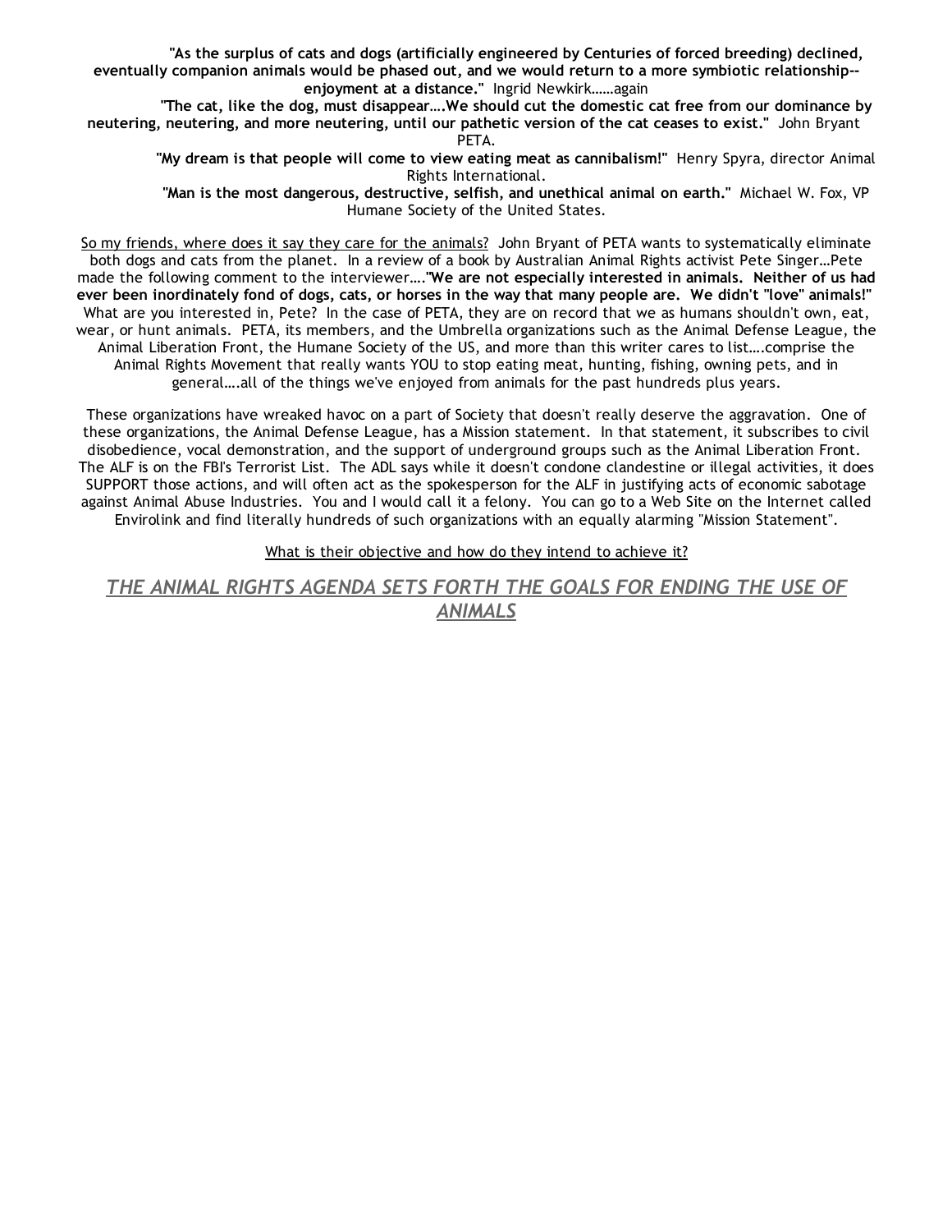**"As the surplus of cats and dogs (artificially engineered by Centuries of forced breeding) declined, eventually companion animals would be phased out, and we would return to a more symbiotic relationship--enjoyment at a distance."** Ingrid Newkirk……again

**"The cat, like the dog, must disappear….We should cut the domestic cat free from our dominance by neutering, neutering, and more neutering, until our pathetic version of the cat ceases to exist."** John Bryant PETA.

**"My dream is that people will come to view eating meat as cannibalism!"** Henry Spyra, director Animal Rights International.

**"Man is the most dangerous, destructive, selfish, and unethical animal on earth."** Michael W. Fox, VP Humane Society of the United States.

<u>So my friends, where does it say they care for the animals?</u> John Bryant of PETA wants to systematically eliminate both dogs and cats from the planet. In a review of a book by Australian Animal Rights activist Pete Singer…Pete made the following comment to the interviewer…."**We are not especially interested in animals. Neither of us had ever been inordinately fond of dogs, cats, or horses in the way that many people are. We didn't "love" animals!"** What are you interested in, Pete? In the case of PETA, they are on record that we as humans shouldn't own, eat, wear, or hunt animals. PETA, its members, and the Umbrella organizations such as the Animal Defense League, the Animal Liberation Front, the Humane Society of the US, and more than this writer cares to list….comprise the Animal Rights Movement that really wants YOU to stop eating meat, hunting, fishing, owning pets, and in general….all of the things we've enjoyed from animals for the past hundreds plus years.

These organizations have wreaked havoc on a part of Society that doesn't really deserve the aggravation. One of these organizations, the Animal Defense League, has a Mission statement. In that statement, it subscribes to civil disobedience, vocal demonstration, and the support of underground groups such as the Animal Liberation Front. The ALF is on the FBI's Terrorist List. The ADL says while it doesn't condone clandestine or illegal activities, it does SUPPORT those actions, and will often act as the spokesperson for the ALF in justifying acts of economic sabotage against Animal Abuse Industries. You and I would call it a felony. You can go to a Web Site on the Internet called Envirolink and find literally hundreds of such organizations with an equally alarming "Mission Statement".

<u>What is their objective and how do they intend to achieve it?</u>

## *<u>THE ANIMAL RIGHTS AGENDA SETS FORTH THE GOALS FOR ENDING THE USE OF ANIMALS</u>*